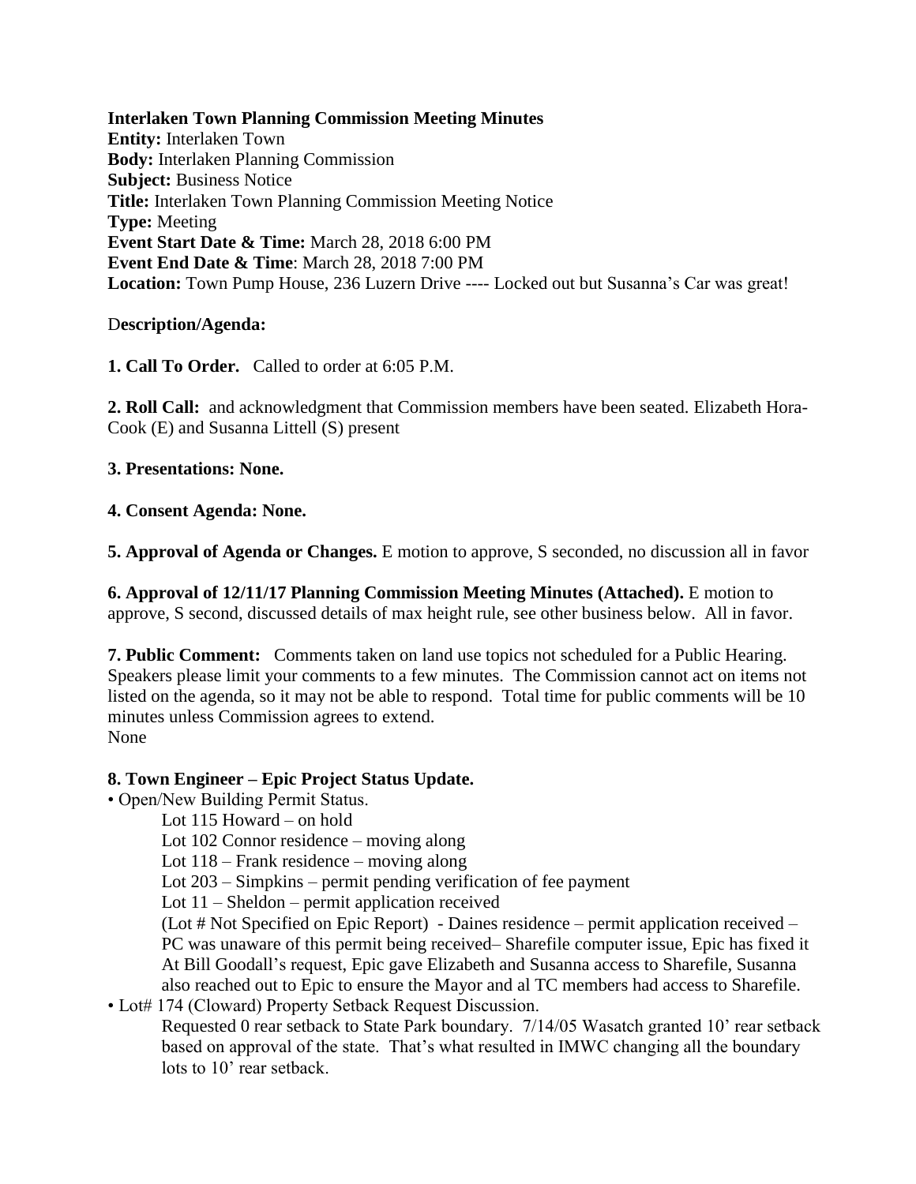**Interlaken Town Planning Commission Meeting Minutes**
**Entity:** Interlaken Town
**Body:** Interlaken Planning Commission
**Subject:** Business Notice
**Title:** Interlaken Town Planning Commission Meeting Notice
**Type:** Meeting
**Event Start Date & Time:** March 28, 2018 6:00 PM
**Event End Date & Time**: March 28, 2018 7:00 PM
**Location:** Town Pump House, 236 Luzern Drive ---- Locked out but Susanna's Car was great!

D**escription/Agenda:**

**1. Call To Order.** Called to order at 6:05 P.M.

**2. Roll Call:** and acknowledgment that Commission members have been seated. Elizabeth Hora-Cook (E) and Susanna Littell (S) present

**3. Presentations: None.**

**4. Consent Agenda: None.**

**5. Approval of Agenda or Changes.** E motion to approve, S seconded, no discussion all in favor

**6. Approval of 12/11/17 Planning Commission Meeting Minutes (Attached).** E motion to approve, S second, discussed details of max height rule, see other business below. All in favor.

**7. Public Comment:** Comments taken on land use topics not scheduled for a Public Hearing. Speakers please limit your comments to a few minutes. The Commission cannot act on items not listed on the agenda, so it may not be able to respond. Total time for public comments will be 10 minutes unless Commission agrees to extend.
None

**8. Town Engineer – Epic Project Status Update.**

- Open/New Building Permit Status.
  - Lot 115 Howard – on hold
  - Lot 102 Connor residence – moving along
  - Lot 118 – Frank residence – moving along
  - Lot 203 – Simpkins – permit pending verification of fee payment
  - Lot 11 – Sheldon – permit application received
  - (Lot # Not Specified on Epic Report) - Daines residence – permit application received – PC was unaware of this permit being received– Sharefile computer issue, Epic has fixed it At Bill Goodall's request, Epic gave Elizabeth and Susanna access to Sharefile, Susanna also reached out to Epic to ensure the Mayor and al TC members had access to Sharefile.
- Lot# 174 (Cloward) Property Setback Request Discussion.
  Requested 0 rear setback to State Park boundary. 7/14/05 Wasatch granted 10' rear setback based on approval of the state. That's what resulted in IMWC changing all the boundary lots to 10' rear setback.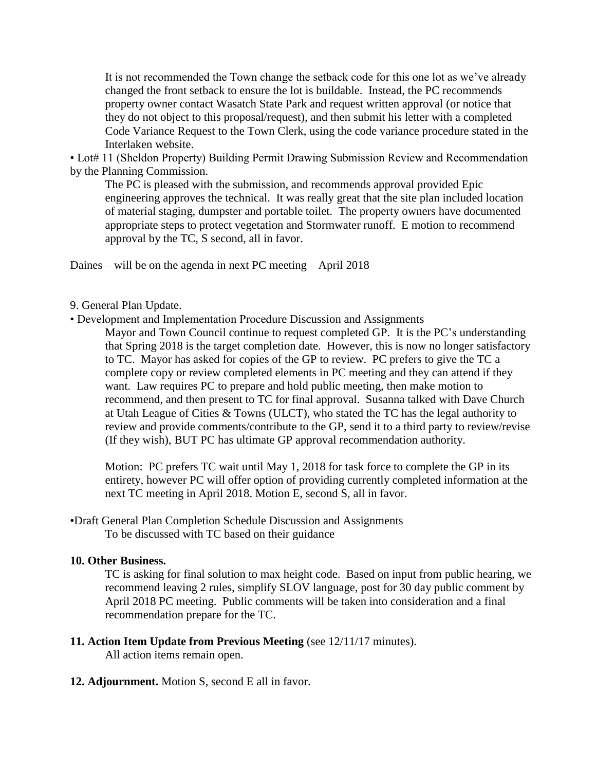It is not recommended the Town change the setback code for this one lot as we've already changed the front setback to ensure the lot is buildable. Instead, the PC recommends property owner contact Wasatch State Park and request written approval (or notice that they do not object to this proposal/request), and then submit his letter with a completed Code Variance Request to the Town Clerk, using the code variance procedure stated in the Interlaken website.

• Lot# 11 (Sheldon Property) Building Permit Drawing Submission Review and Recommendation by the Planning Commission.

The PC is pleased with the submission, and recommends approval provided Epic engineering approves the technical. It was really great that the site plan included location of material staging, dumpster and portable toilet. The property owners have documented appropriate steps to protect vegetation and Stormwater runoff. E motion to recommend approval by the TC, S second, all in favor.

Daines – will be on the agenda in next PC meeting – April 2018

9. General Plan Update.

• Development and Implementation Procedure Discussion and Assignments

Mayor and Town Council continue to request completed GP. It is the PC's understanding that Spring 2018 is the target completion date. However, this is now no longer satisfactory to TC. Mayor has asked for copies of the GP to review. PC prefers to give the TC a complete copy or review completed elements in PC meeting and they can attend if they want. Law requires PC to prepare and hold public meeting, then make motion to recommend, and then present to TC for final approval. Susanna talked with Dave Church at Utah League of Cities & Towns (ULCT), who stated the TC has the legal authority to review and provide comments/contribute to the GP, send it to a third party to review/revise (If they wish), BUT PC has ultimate GP approval recommendation authority.

Motion: PC prefers TC wait until May 1, 2018 for task force to complete the GP in its entirety, however PC will offer option of providing currently completed information at the next TC meeting in April 2018. Motion E, second S, all in favor.

•Draft General Plan Completion Schedule Discussion and Assignments

To be discussed with TC based on their guidance

**10. Other Business.**

TC is asking for final solution to max height code. Based on input from public hearing, we recommend leaving 2 rules, simplify SLOV language, post for 30 day public comment by April 2018 PC meeting. Public comments will be taken into consideration and a final recommendation prepare for the TC.

**11. Action Item Update from Previous Meeting** (see 12/11/17 minutes).

All action items remain open.

**12. Adjournment.** Motion S, second E all in favor.